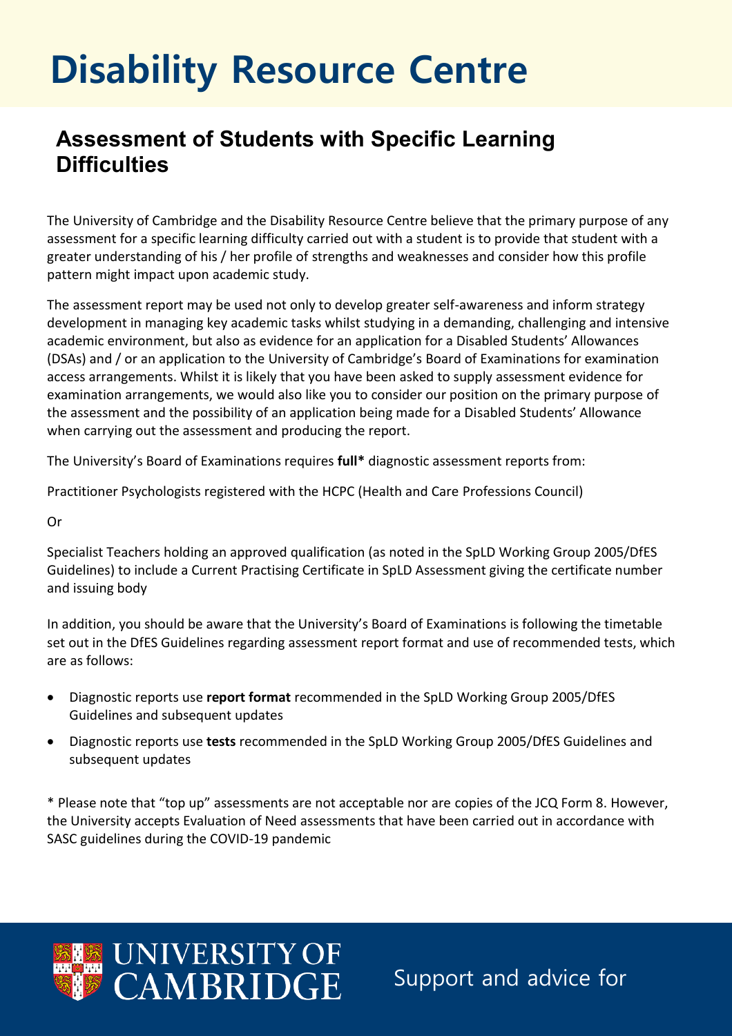# Disability Resource Centre

## Assessment of Students with Specific Learning Difficulties

The University of Cambridge and the Disability Resource Centre believe that the primary purpose of any assessment for a specific learning difficulty carried out with a student is to provide that student with a greater understanding of his / her profile of strengths and weaknesses and consider how this profile pattern might impact upon academic study.

The assessment report may be used not only to develop greater self-awareness and inform strategy development in managing key academic tasks whilst studying in a demanding, challenging and intensive academic environment, but also as evidence for an application for a Disabled Students' Allowances (DSAs) and / or an application to the University of Cambridge's Board of Examinations for examination access arrangements. Whilst it is likely that you have been asked to supply assessment evidence for examination arrangements, we would also like you to consider our position on the primary purpose of the assessment and the possibility of an application being made for a Disabled Students' Allowance when carrying out the assessment and producing the report.

The University's Board of Examinations requires **full*** diagnostic assessment reports from:

Practitioner Psychologists registered with the HCPC (Health and Care Professions Council)

Or

Specialist Teachers holding an approved qualification (as noted in the SpLD Working Group 2005/DfES Guidelines) to include a Current Practising Certificate in SpLD Assessment giving the certificate number and issuing body

In addition, you should be aware that the University's Board of Examinations is following the timetable set out in the DfES Guidelines regarding assessment report format and use of recommended tests, which are as follows:

- Diagnostic reports use **report format** recommended in the SpLD Working Group 2005/DfES Guidelines and subsequent updates
- Diagnostic reports use **tests** recommended in the SpLD Working Group 2005/DfES Guidelines and subsequent updates

* Please note that "top up" assessments are not acceptable nor are copies of the JCQ Form 8. However, the University accepts Evaluation of Need assessments that have been carried out in accordance with SASC guidelines during the COVID-19 pandemic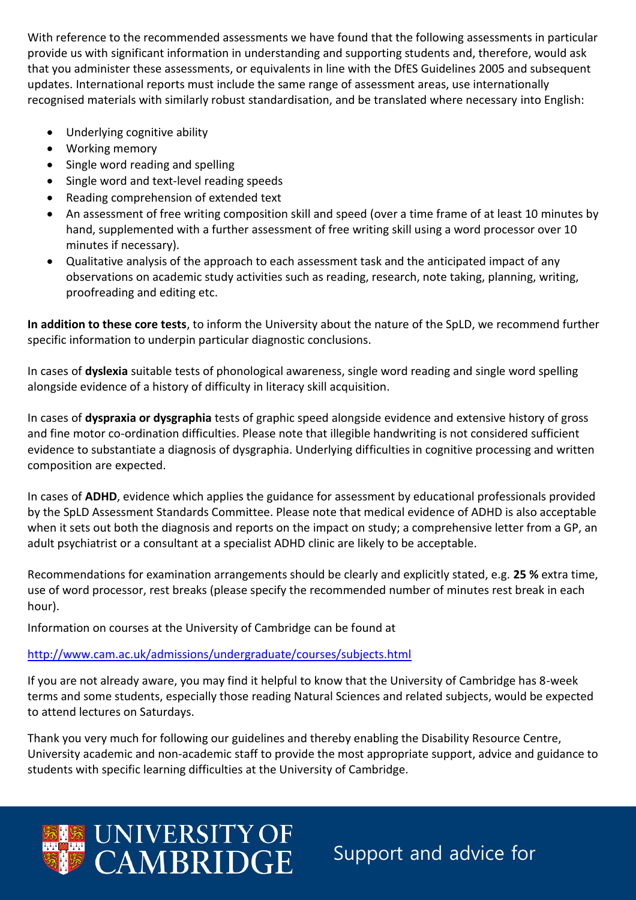With reference to the recommended assessments we have found that the following assessments in particular provide us with significant information in understanding and supporting students and, therefore, would ask that you administer these assessments, or equivalents in line with the DfES Guidelines 2005 and subsequent updates. International reports must include the same range of assessment areas, use internationally recognised materials with similarly robust standardisation, and be translated where necessary into English:

- Underlying cognitive ability
- Working memory
- Single word reading and spelling
- Single word and text-level reading speeds
- Reading comprehension of extended text
- An assessment of free writing composition skill and speed (over a time frame of at least 10 minutes by hand, supplemented with a further assessment of free writing skill using a word processor over 10 minutes if necessary).
- Qualitative analysis of the approach to each assessment task and the anticipated impact of any observations on academic study activities such as reading, research, note taking, planning, writing, proofreading and editing etc.

**In addition to these core tests**, to inform the University about the nature of the SpLD, we recommend further specific information to underpin particular diagnostic conclusions.

In cases of **dyslexia** suitable tests of phonological awareness, single word reading and single word spelling alongside evidence of a history of difficulty in literacy skill acquisition.

In cases of **dyspraxia or dysgraphia** tests of graphic speed alongside evidence and extensive history of gross and fine motor co-ordination difficulties. Please note that illegible handwriting is not considered sufficient evidence to substantiate a diagnosis of dysgraphia. Underlying difficulties in cognitive processing and written composition are expected.

In cases of **ADHD**, evidence which applies the guidance for assessment by educational professionals provided by the SpLD Assessment Standards Committee. Please note that medical evidence of ADHD is also acceptable when it sets out both the diagnosis and reports on the impact on study; a comprehensive letter from a GP, an adult psychiatrist or a consultant at a specialist ADHD clinic are likely to be acceptable.

Recommendations for examination arrangements should be clearly and explicitly stated, e.g. **25 %** extra time, use of word processor, rest breaks (please specify the recommended number of minutes rest break in each hour).

Information on courses at the University of Cambridge can be found at

http://www.cam.ac.uk/admissions/undergraduate/courses/subjects.html

If you are not already aware, you may find it helpful to know that the University of Cambridge has 8-week terms and some students, especially those reading Natural Sciences and related subjects, would be expected to attend lectures on Saturdays.

Thank you very much for following our guidelines and thereby enabling the Disability Resource Centre, University academic and non-academic staff to provide the most appropriate support, advice and guidance to students with specific learning difficulties at the University of Cambridge.